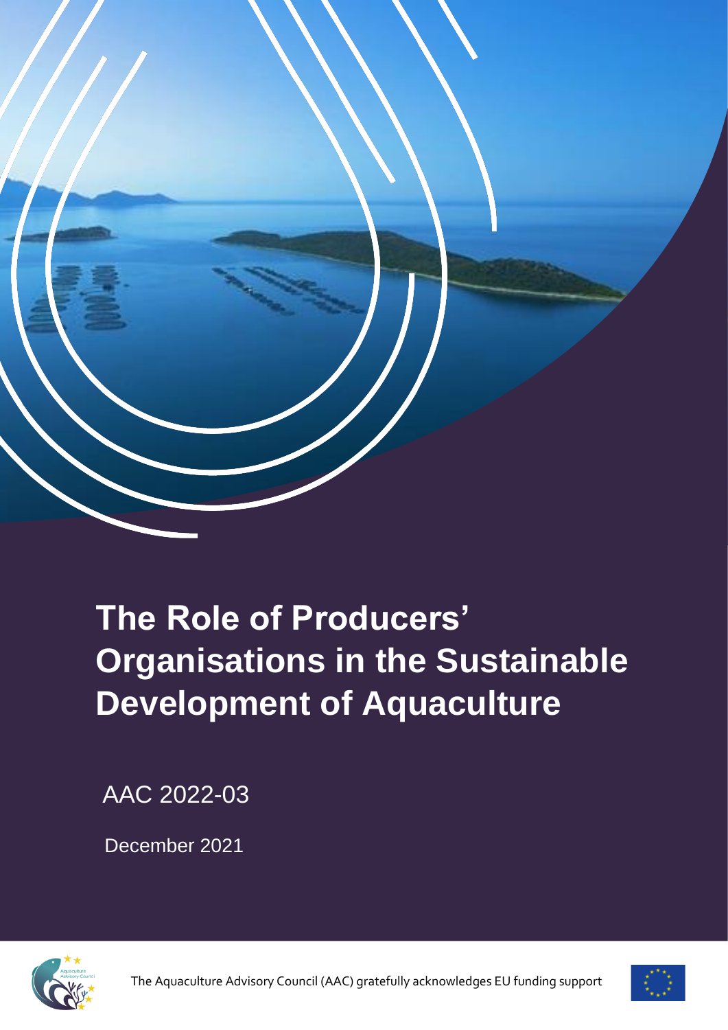# The Role of Producers' Organisations in the Sustainable Development of Aquaculture

AAC 2022-03

December 2021

The Aquaculture Advisory Council (AAC) gratefully acknowledges EU funding support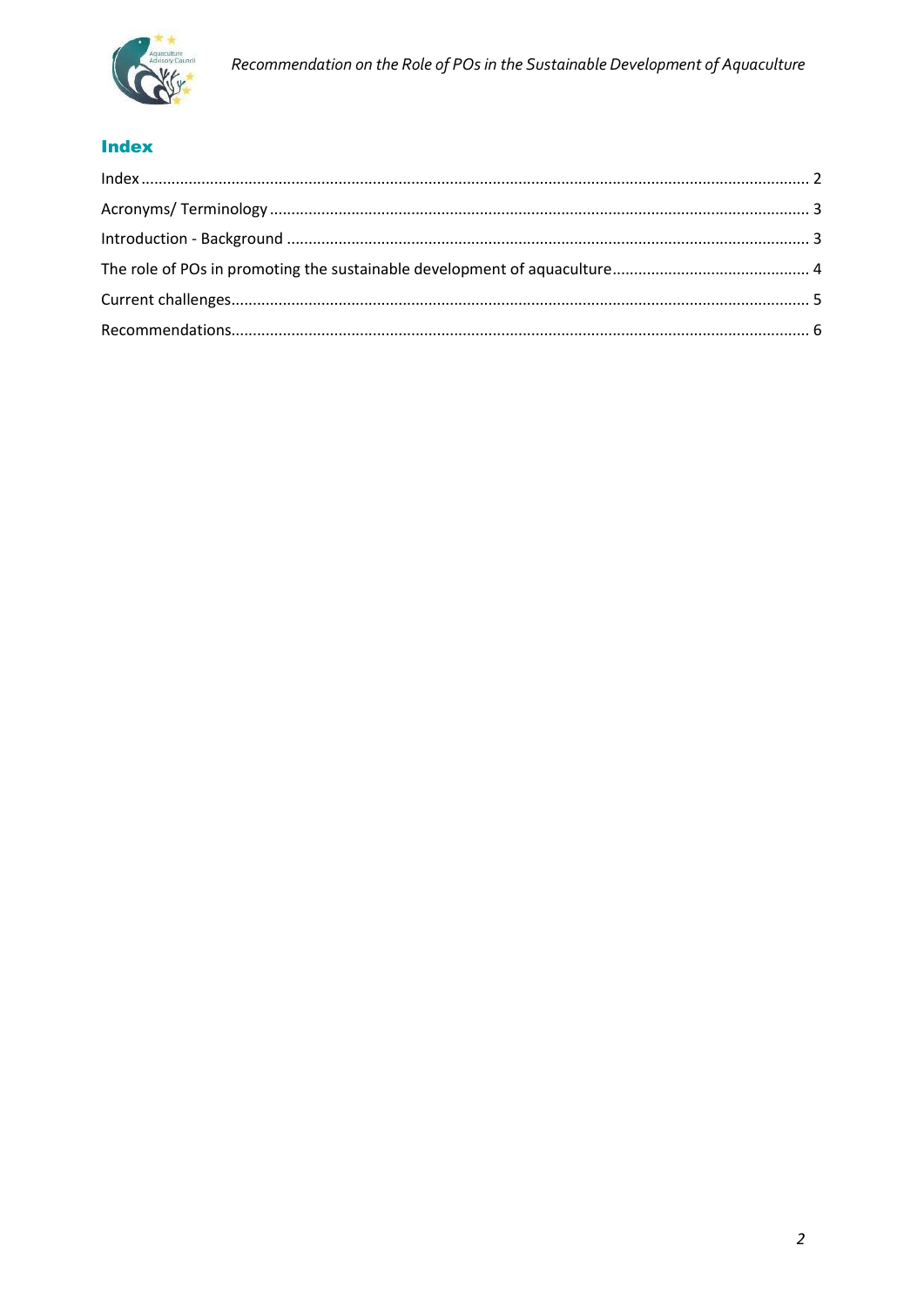## Index

Index .......... 2
Acronyms/ Terminology .......... 3
Introduction - Background .......... 3
The role of POs in promoting the sustainable development of aquaculture .......... 4
Current challenges .......... 5
Recommendations .......... 6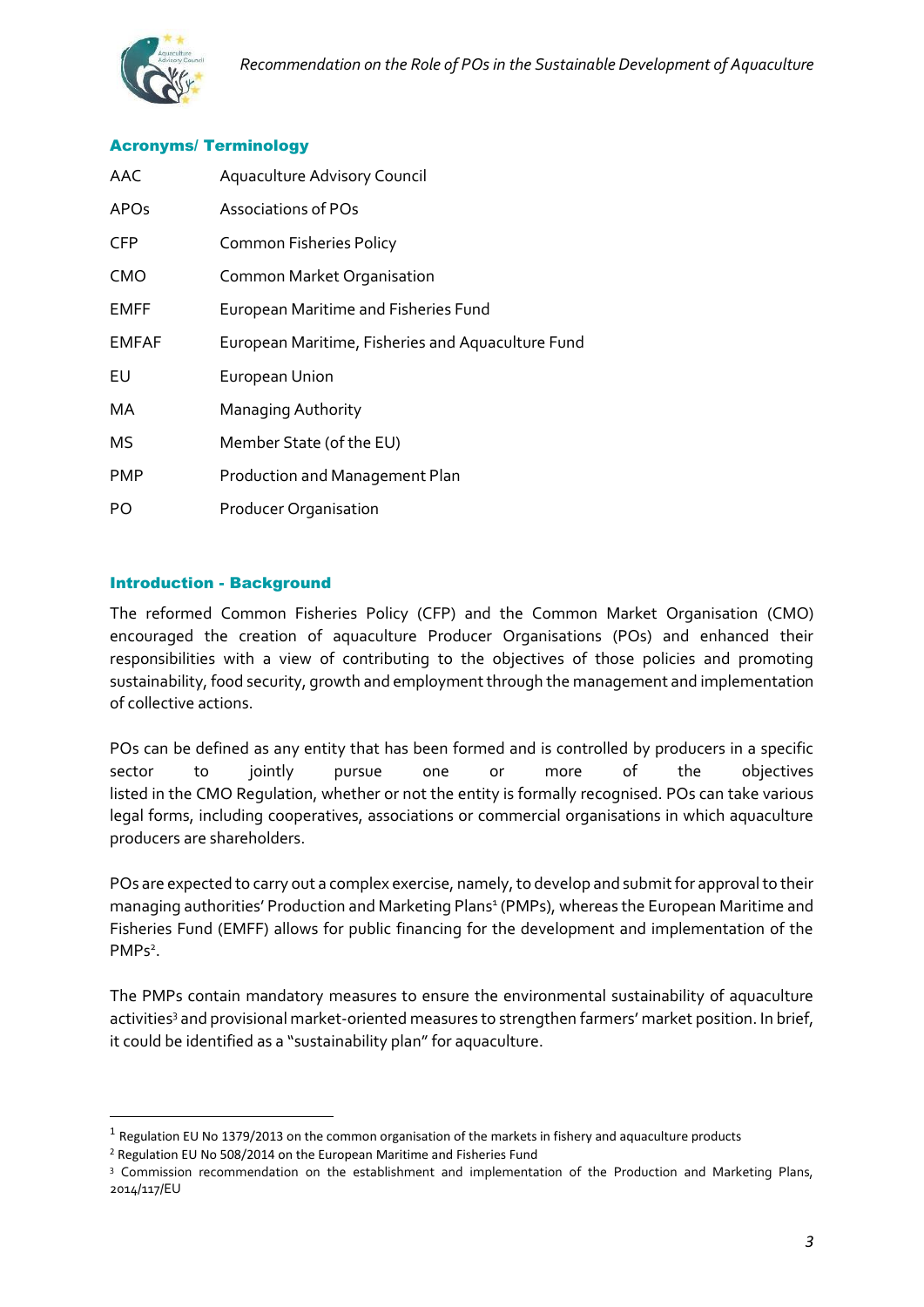## Acronyms/ Terminology

| | |
|---|---|
| AAC | Aquaculture Advisory Council |
| APOs | Associations of POs |
| CFP | Common Fisheries Policy |
| CMO | Common Market Organisation |
| EMFF | European Maritime and Fisheries Fund |
| EMFAF | European Maritime, Fisheries and Aquaculture Fund |
| EU | European Union |
| MA | Managing Authority |
| MS | Member State (of the EU) |
| PMP | Production and Management Plan |
| PO | Producer Organisation |

## Introduction - Background

The reformed Common Fisheries Policy (CFP) and the Common Market Organisation (CMO) encouraged the creation of aquaculture Producer Organisations (POs) and enhanced their responsibilities with a view of contributing to the objectives of those policies and promoting sustainability, food security, growth and employment through the management and implementation of collective actions.

POs can be defined as any entity that has been formed and is controlled by producers in a specific sector to jointly pursue one or more of the objectives listed in the CMO Regulation, whether or not the entity is formally recognised. POs can take various legal forms, including cooperatives, associations or commercial organisations in which aquaculture producers are shareholders.

POs are expected to carry out a complex exercise, namely, to develop and submit for approval to their managing authorities' Production and Marketing Plans[1] (PMPs), whereas the European Maritime and Fisheries Fund (EMFF) allows for public financing for the development and implementation of the PMPs[2].

The PMPs contain mandatory measures to ensure the environmental sustainability of aquaculture activities[3] and provisional market-oriented measures to strengthen farmers' market position. In brief, it could be identified as a "sustainability plan" for aquaculture.

---

[1] Regulation EU No 1379/2013 on the common organisation of the markets in fishery and aquaculture products

[2] Regulation EU No 508/2014 on the European Maritime and Fisheries Fund

[3] Commission recommendation on the establishment and implementation of the Production and Marketing Plans, 2014/117/EU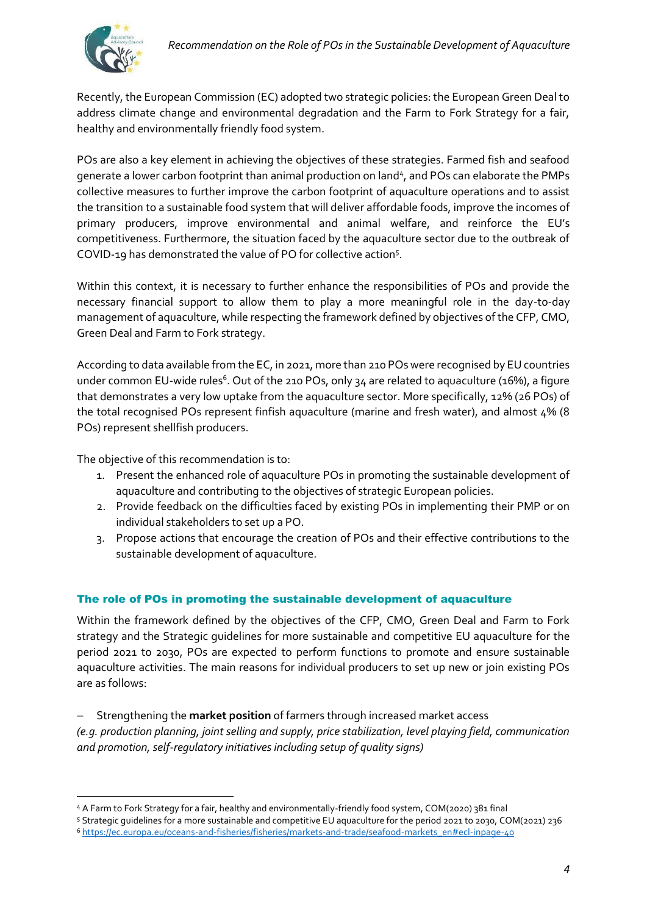Recently, the European Commission (EC) adopted two strategic policies: the European Green Deal to address climate change and environmental degradation and the Farm to Fork Strategy for a fair, healthy and environmentally friendly food system.

POs are also a key element in achieving the objectives of these strategies. Farmed fish and seafood generate a lower carbon footprint than animal production on land[4], and POs can elaborate the PMPs collective measures to further improve the carbon footprint of aquaculture operations and to assist the transition to a sustainable food system that will deliver affordable foods, improve the incomes of primary producers, improve environmental and animal welfare, and reinforce the EU's competitiveness. Furthermore, the situation faced by the aquaculture sector due to the outbreak of COVID-19 has demonstrated the value of PO for collective action[5].

Within this context, it is necessary to further enhance the responsibilities of POs and provide the necessary financial support to allow them to play a more meaningful role in the day-to-day management of aquaculture, while respecting the framework defined by objectives of the CFP, CMO, Green Deal and Farm to Fork strategy.

According to data available from the EC, in 2021, more than 210 POs were recognised by EU countries under common EU-wide rules[6]. Out of the 210 POs, only 34 are related to aquaculture (16%), a figure that demonstrates a very low uptake from the aquaculture sector. More specifically, 12% (26 POs) of the total recognised POs represent finfish aquaculture (marine and fresh water), and almost 4% (8 POs) represent shellfish producers.

The objective of this recommendation is to:

1. Present the enhanced role of aquaculture POs in promoting the sustainable development of aquaculture and contributing to the objectives of strategic European policies.
2. Provide feedback on the difficulties faced by existing POs in implementing their PMP or on individual stakeholders to set up a PO.
3. Propose actions that encourage the creation of POs and their effective contributions to the sustainable development of aquaculture.

## The role of POs in promoting the sustainable development of aquaculture

Within the framework defined by the objectives of the CFP, CMO, Green Deal and Farm to Fork strategy and the Strategic guidelines for more sustainable and competitive EU aquaculture for the period 2021 to 2030, POs are expected to perform functions to promote and ensure sustainable aquaculture activities. The main reasons for individual producers to set up new or join existing POs are as follows:

– Strengthening the **market position** of farmers through increased market access
*(e.g. production planning, joint selling and supply, price stabilization, level playing field, communication and promotion, self-regulatory initiatives including setup of quality signs)*

---

[4] A Farm to Fork Strategy for a fair, healthy and environmentally-friendly food system, COM(2020) 381 final

[5] Strategic guidelines for a more sustainable and competitive EU aquaculture for the period 2021 to 2030, COM(2021) 236

[6] https://ec.europa.eu/oceans-and-fisheries/fisheries/markets-and-trade/seafood-markets_en#ecl-inpage-40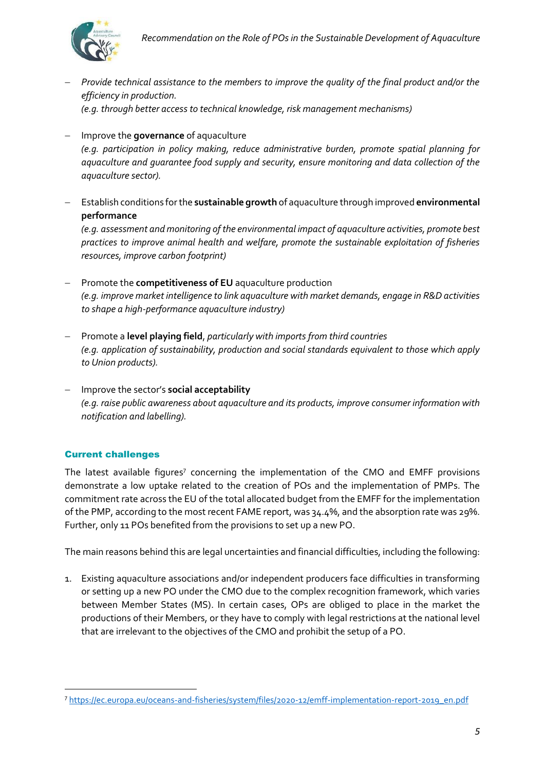- *Provide technical assistance to the members to improve the quality of the final product and/or the efficiency in production.*
  *(e.g. through better access to technical knowledge, risk management mechanisms)*

- Improve the **governance** of aquaculture
  *(e.g. participation in policy making, reduce administrative burden, promote spatial planning for aquaculture and guarantee food supply and security, ensure monitoring and data collection of the aquaculture sector).*

- Establish conditions for the **sustainable growth** of aquaculture through improved **environmental performance**
  *(e.g. assessment and monitoring of the environmental impact of aquaculture activities, promote best practices to improve animal health and welfare, promote the sustainable exploitation of fisheries resources, improve carbon footprint)*

- Promote the **competitiveness of EU** aquaculture production
  *(e.g. improve market intelligence to link aquaculture with market demands, engage in R&D activities to shape a high-performance aquaculture industry)*

- Promote a **level playing field**, *particularly with imports from third countries*
  *(e.g. application of sustainability, production and social standards equivalent to those which apply to Union products).*

- Improve the sector's **social acceptability**
  *(e.g. raise public awareness about aquaculture and its products, improve consumer information with notification and labelling).*

## Current challenges

The latest available figures[7] concerning the implementation of the CMO and EMFF provisions demonstrate a low uptake related to the creation of POs and the implementation of PMPs. The commitment rate across the EU of the total allocated budget from the EMFF for the implementation of the PMP, according to the most recent FAME report, was 34.4%, and the absorption rate was 29%. Further, only 11 POs benefited from the provisions to set up a new PO.

The main reasons behind this are legal uncertainties and financial difficulties, including the following:

1. Existing aquaculture associations and/or independent producers face difficulties in transforming or setting up a new PO under the CMO due to the complex recognition framework, which varies between Member States (MS). In certain cases, OPs are obliged to place in the market the productions of their Members, or they have to comply with legal restrictions at the national level that are irrelevant to the objectives of the CMO and prohibit the setup of a PO.

[7] https://ec.europa.eu/oceans-and-fisheries/system/files/2020-12/emff-implementation-report-2019_en.pdf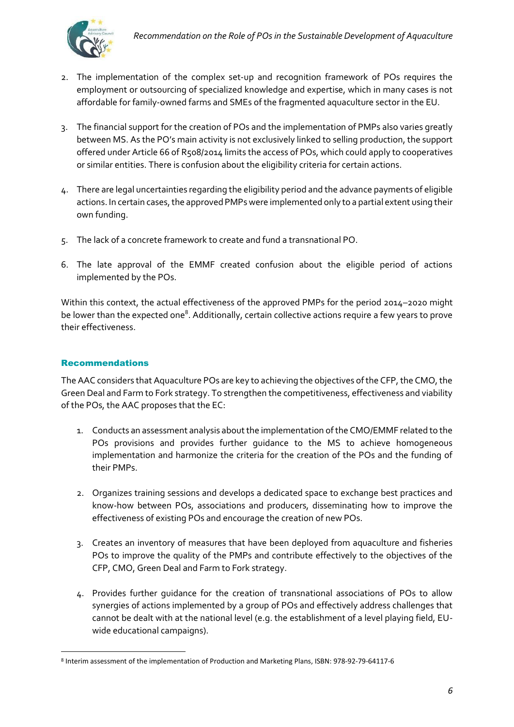2. The implementation of the complex set-up and recognition framework of POs requires the employment or outsourcing of specialized knowledge and expertise, which in many cases is not affordable for family-owned farms and SMEs of the fragmented aquaculture sector in the EU.

3. The financial support for the creation of POs and the implementation of PMPs also varies greatly between MS. As the PO's main activity is not exclusively linked to selling production, the support offered under Article 66 of R508/2014 limits the access of POs, which could apply to cooperatives or similar entities. There is confusion about the eligibility criteria for certain actions.

4. There are legal uncertainties regarding the eligibility period and the advance payments of eligible actions. In certain cases, the approved PMPs were implemented only to a partial extent using their own funding.

5. The lack of a concrete framework to create and fund a transnational PO.

6. The late approval of the EMMF created confusion about the eligible period of actions implemented by the POs.

Within this context, the actual effectiveness of the approved PMPs for the period 2014–2020 might be lower than the expected one[8]. Additionally, certain collective actions require a few years to prove their effectiveness.

## Recommendations

The AAC considers that Aquaculture POs are key to achieving the objectives of the CFP, the CMO, the Green Deal and Farm to Fork strategy. To strengthen the competitiveness, effectiveness and viability of the POs, the AAC proposes that the EC:

1. Conducts an assessment analysis about the implementation of the CMO/EMMF related to the POs provisions and provides further guidance to the MS to achieve homogeneous implementation and harmonize the criteria for the creation of the POs and the funding of their PMPs.

2. Organizes training sessions and develops a dedicated space to exchange best practices and know-how between POs, associations and producers, disseminating how to improve the effectiveness of existing POs and encourage the creation of new POs.

3. Creates an inventory of measures that have been deployed from aquaculture and fisheries POs to improve the quality of the PMPs and contribute effectively to the objectives of the CFP, CMO, Green Deal and Farm to Fork strategy.

4. Provides further guidance for the creation of transnational associations of POs to allow synergies of actions implemented by a group of POs and effectively address challenges that cannot be dealt with at the national level (e.g. the establishment of a level playing field, EU-wide educational campaigns).

[8] Interim assessment of the implementation of Production and Marketing Plans, ISBN: 978-92-79-64117-6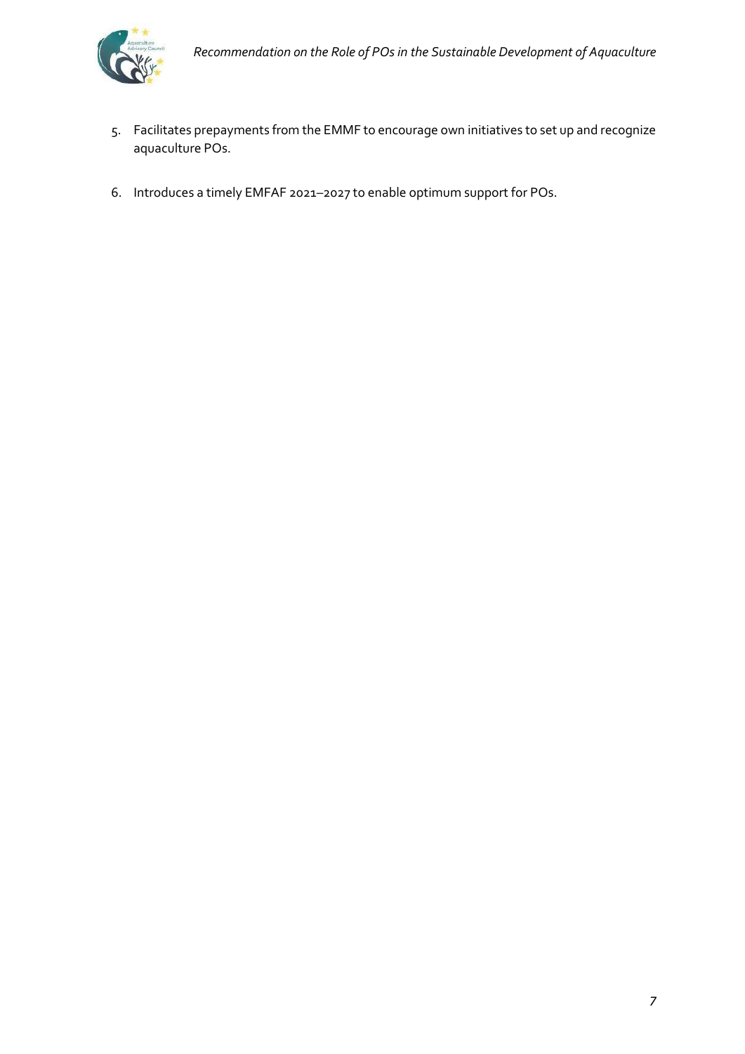5. Facilitates prepayments from the EMMF to encourage own initiatives to set up and recognize aquaculture POs.

6. Introduces a timely EMFAF 2021–2027 to enable optimum support for POs.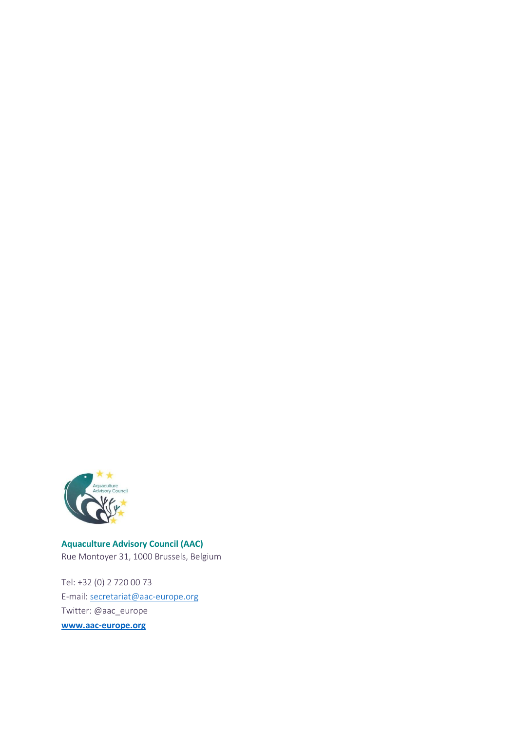**Aquaculture Advisory Council (AAC)**
Rue Montoyer 31, 1000 Brussels, Belgium

Tel: +32 (0) 2 720 00 73
E-mail: secretariat@aac-europe.org
Twitter: @aac_europe
**www.aac-europe.org**